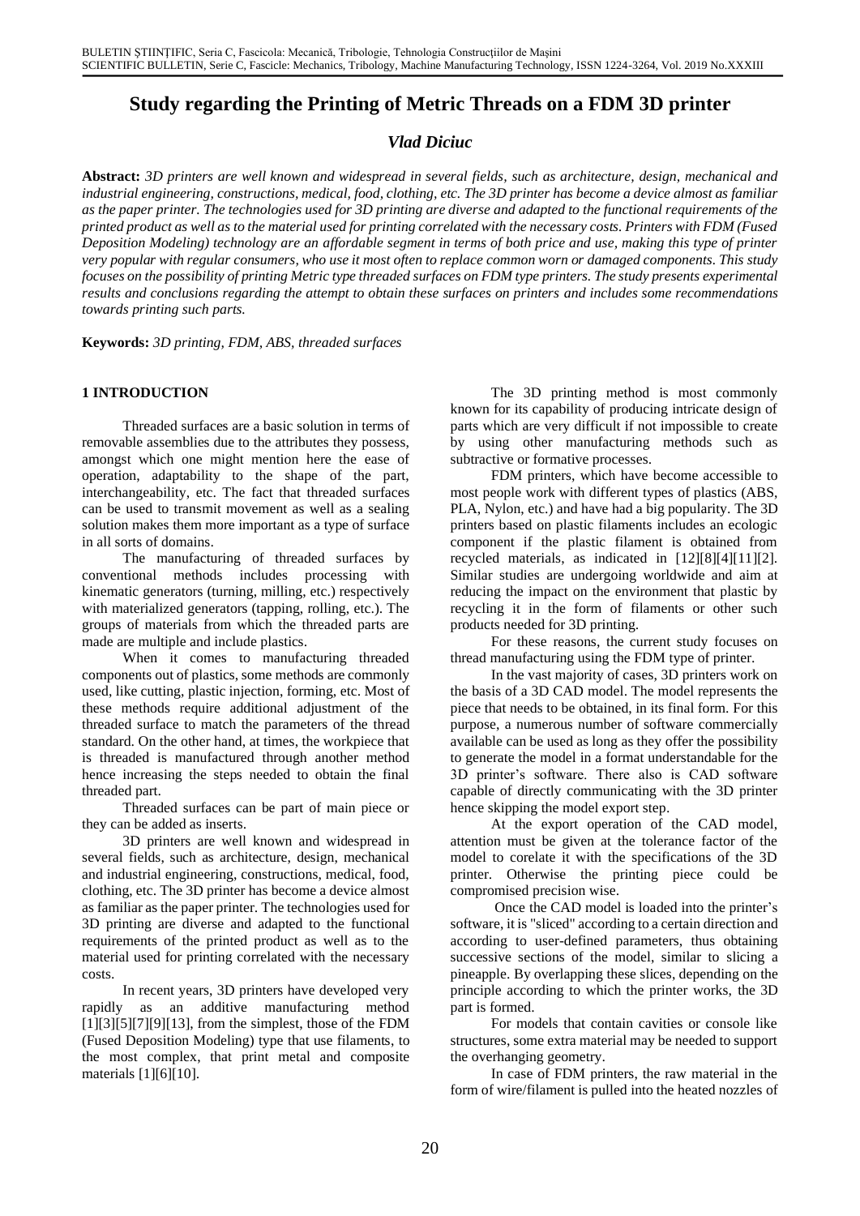# Study regarding the Printing of Metric Threads on a FDM 3D printer

### *Vlad Diciuc*

**Abstract:** *3D printers are well known and widespread in several fields, such as architecture, design, mechanical and industrial engineering, constructions, medical, food, clothing, etc. The 3D printer has become a device almost as familiar as the paper printer. The technologies used for 3D printing are diverse and adapted to the functional requirements of the printed product as well as to the material used for printing correlated with the necessary costs. Printers with FDM (Fused Deposition Modeling) technology are an affordable segment in terms of both price and use, making this type of printer very popular with regular consumers, who use it most often to replace common worn or damaged components. This study focuses on the possibility of printing Metric type threaded surfaces on FDM type printers. The study presents experimental results and conclusions regarding the attempt to obtain these surfaces on printers and includes some recommendations towards printing such parts.*

**Keywords:** *3D printing, FDM, ABS, threaded surfaces*

## 1 INTRODUCTION

Threaded surfaces are a basic solution in terms of removable assemblies due to the attributes they possess, amongst which one might mention here the ease of operation, adaptability to the shape of the part, interchangeability, etc. The fact that threaded surfaces can be used to transmit movement as well as a sealing solution makes them more important as a type of surface in all sorts of domains.

The manufacturing of threaded surfaces by conventional methods includes processing with kinematic generators (turning, milling, etc.) respectively with materialized generators (tapping, rolling, etc.). The groups of materials from which the threaded parts are made are multiple and include plastics.

When it comes to manufacturing threaded components out of plastics, some methods are commonly used, like cutting, plastic injection, forming, etc. Most of these methods require additional adjustment of the threaded surface to match the parameters of the thread standard. On the other hand, at times, the workpiece that is threaded is manufactured through another method hence increasing the steps needed to obtain the final threaded part.

Threaded surfaces can be part of main piece or they can be added as inserts.

3D printers are well known and widespread in several fields, such as architecture, design, mechanical and industrial engineering, constructions, medical, food, clothing, etc. The 3D printer has become a device almost as familiar as the paper printer. The technologies used for 3D printing are diverse and adapted to the functional requirements of the printed product as well as to the material used for printing correlated with the necessary costs.

In recent years, 3D printers have developed very rapidly as an additive manufacturing method [1][3][5][7][9][13], from the simplest, those of the FDM (Fused Deposition Modeling) type that use filaments, to the most complex, that print metal and composite materials [1][6][10].

The 3D printing method is most commonly known for its capability of producing intricate design of parts which are very difficult if not impossible to create by using other manufacturing methods such as subtractive or formative processes.

FDM printers, which have become accessible to most people work with different types of plastics (ABS, PLA, Nylon, etc.) and have had a big popularity. The 3D printers based on plastic filaments includes an ecologic component if the plastic filament is obtained from recycled materials, as indicated in [12][8][4][11][2]. Similar studies are undergoing worldwide and aim at reducing the impact on the environment that plastic by recycling it in the form of filaments or other such products needed for 3D printing.

For these reasons, the current study focuses on thread manufacturing using the FDM type of printer.

In the vast majority of cases, 3D printers work on the basis of a 3D CAD model. The model represents the piece that needs to be obtained, in its final form. For this purpose, a numerous number of software commercially available can be used as long as they offer the possibility to generate the model in a format understandable for the 3D printer's software. There also is CAD software capable of directly communicating with the 3D printer hence skipping the model export step.

At the export operation of the CAD model, attention must be given at the tolerance factor of the model to corelate it with the specifications of the 3D printer. Otherwise the printing piece could be compromised precision wise.

Once the CAD model is loaded into the printer's software, it is "sliced" according to a certain direction and according to user-defined parameters, thus obtaining successive sections of the model, similar to slicing a pineapple. By overlapping these slices, depending on the principle according to which the printer works, the 3D part is formed.

For models that contain cavities or console like structures, some extra material may be needed to support the overhanging geometry.

In case of FDM printers, the raw material in the form of wire/filament is pulled into the heated nozzles of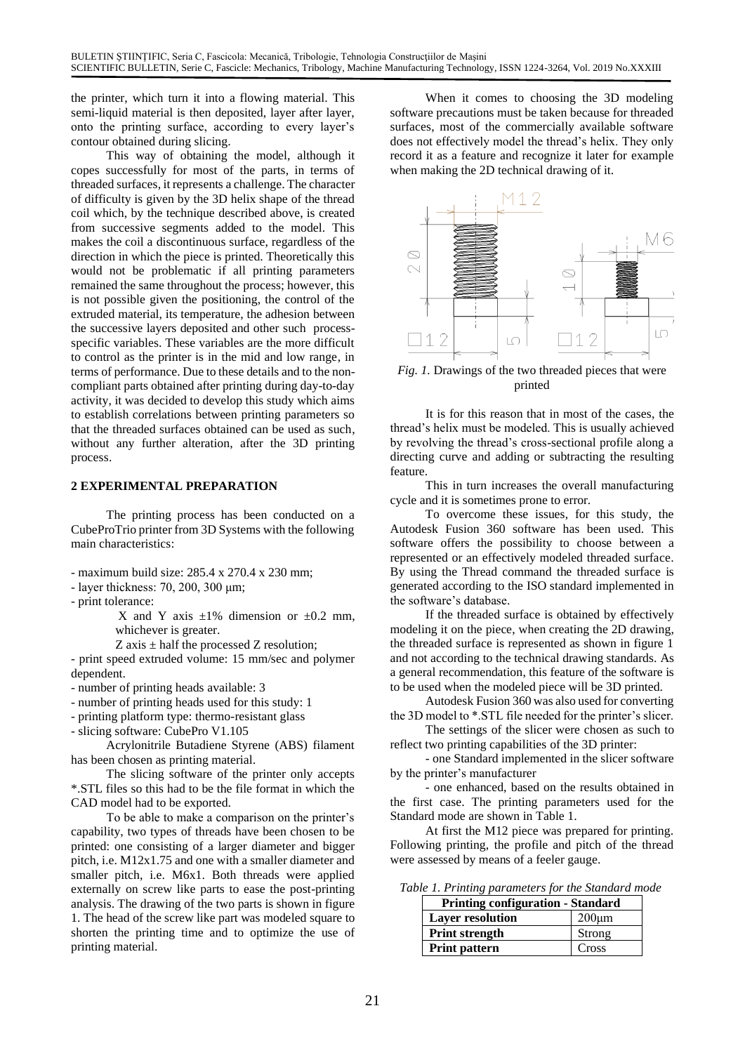the printer, which turn it into a flowing material. This semi-liquid material is then deposited, layer after layer, onto the printing surface, according to every layer's contour obtained during slicing.

This way of obtaining the model, although it copes successfully for most of the parts, in terms of threaded surfaces, it represents a challenge. The character of difficulty is given by the 3D helix shape of the thread coil which, by the technique described above, is created from successive segments added to the model. This makes the coil a discontinuous surface, regardless of the direction in which the piece is printed. Theoretically this would not be problematic if all printing parameters remained the same throughout the process; however, this is not possible given the positioning, the control of the extruded material, its temperature, the adhesion between the successive layers deposited and other such process-specific variables. These variables are the more difficult to control as the printer is in the mid and low range, in terms of performance. Due to these details and to the non-compliant parts obtained after printing during day-to-day activity, it was decided to develop this study which aims to establish correlations between printing parameters so that the threaded surfaces obtained can be used as such, without any further alteration, after the 3D printing process.

## 2 EXPERIMENTAL PREPARATION

The printing process has been conducted on a CubeProTrio printer from 3D Systems with the following main characteristics:

- maximum build size: 285.4 x 270.4 x 230 mm;
- layer thickness: 70, 200, 300 μm;
- print tolerance:
  - X and Y axis ±1% dimension or ±0.2 mm, whichever is greater.
  - Z axis ± half the processed Z resolution;
- print speed extruded volume: 15 mm/sec and polymer dependent.
- number of printing heads available: 3
- number of printing heads used for this study: 1
- printing platform type: thermo-resistant glass
- slicing software: CubePro V1.105

Acrylonitrile Butadiene Styrene (ABS) filament has been chosen as printing material.

The slicing software of the printer only accepts *.STL files so this had to be the file format in which the CAD model had to be exported.

To be able to make a comparison on the printer's capability, two types of threads have been chosen to be printed: one consisting of a larger diameter and bigger pitch, i.e. M12x1.75 and one with a smaller diameter and smaller pitch, i.e. M6x1. Both threads were applied externally on screw like parts to ease the post-printing analysis. The drawing of the two parts is shown in figure 1. The head of the screw like part was modeled square to shorten the printing time and to optimize the use of printing material.

When it comes to choosing the 3D modeling software precautions must be taken because for threaded surfaces, most of the commercially available software does not effectively model the thread's helix. They only record it as a feature and recognize it later for example when making the 2D technical drawing of it.

*Fig. 1.* Drawings of the two threaded pieces that were printed

It is for this reason that in most of the cases, the thread's helix must be modeled. This is usually achieved by revolving the thread's cross-sectional profile along a directing curve and adding or subtracting the resulting feature.

This in turn increases the overall manufacturing cycle and it is sometimes prone to error.

To overcome these issues, for this study, the Autodesk Fusion 360 software has been used. This software offers the possibility to choose between a represented or an effectively modeled threaded surface. By using the Thread command the threaded surface is generated according to the ISO standard implemented in the software's database.

If the threaded surface is obtained by effectively modeling it on the piece, when creating the 2D drawing, the threaded surface is represented as shown in figure 1 and not according to the technical drawing standards. As a general recommendation, this feature of the software is to be used when the modeled piece will be 3D printed.

Autodesk Fusion 360 was also used for converting the 3D model to *.STL file needed for the printer's slicer.

The settings of the slicer were chosen as such to reflect two printing capabilities of the 3D printer:

- one Standard implemented in the slicer software by the printer's manufacturer

- one enhanced, based on the results obtained in the first case. The printing parameters used for the Standard mode are shown in Table 1.

At first the M12 piece was prepared for printing. Following printing, the profile and pitch of the thread were assessed by means of a feeler gauge.

*Table 1. Printing parameters for the Standard mode*

| Printing configuration - Standard | |
|---|---|
| **Layer resolution** | 200μm |
| **Print strength** | Strong |
| **Print pattern** | Cross |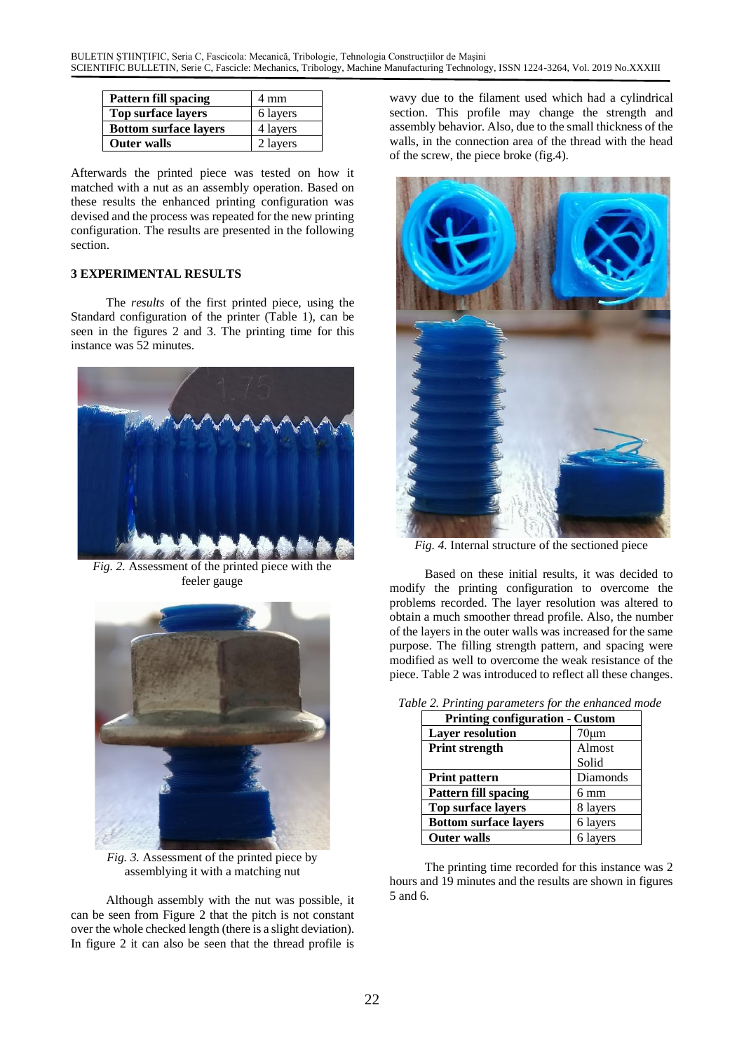| Pattern fill spacing | 4 mm |
|---|---|
| Top surface layers | 6 layers |
| Bottom surface layers | 4 layers |
| Outer walls | 2 layers |

Afterwards the printed piece was tested on how it matched with a nut as an assembly operation. Based on these results the enhanced printing configuration was devised and the process was repeated for the new printing configuration. The results are presented in the following section.

## 3 EXPERIMENTAL RESULTS

The *results* of the first printed piece, using the Standard configuration of the printer (Table 1), can be seen in the figures 2 and 3. The printing time for this instance was 52 minutes.

*Fig. 2.* Assessment of the printed piece with the feeler gauge

*Fig. 3.* Assessment of the printed piece by assemblying it with a matching nut

Although assembly with the nut was possible, it can be seen from Figure 2 that the pitch is not constant over the whole checked length (there is a slight deviation). In figure 2 it can also be seen that the thread profile is wavy due to the filament used which had a cylindrical section. This profile may change the strength and assembly behavior. Also, due to the small thickness of the walls, in the connection area of the thread with the head of the screw, the piece broke (fig.4).

*Fig. 4.* Internal structure of the sectioned piece

Based on these initial results, it was decided to modify the printing configuration to overcome the problems recorded. The layer resolution was altered to obtain a much smoother thread profile. Also, the number of the layers in the outer walls was increased for the same purpose. The filling strength pattern, and spacing were modified as well to overcome the weak resistance of the piece. Table 2 was introduced to reflect all these changes.

*Table 2. Printing parameters for the enhanced mode*

| Printing configuration - Custom | |
|---|---|
| Layer resolution | 70μm |
| Print strength | Almost Solid |
| Print pattern | Diamonds |
| Pattern fill spacing | 6 mm |
| Top surface layers | 8 layers |
| Bottom surface layers | 6 layers |
| Outer walls | 6 layers |

The printing time recorded for this instance was 2 hours and 19 minutes and the results are shown in figures 5 and 6.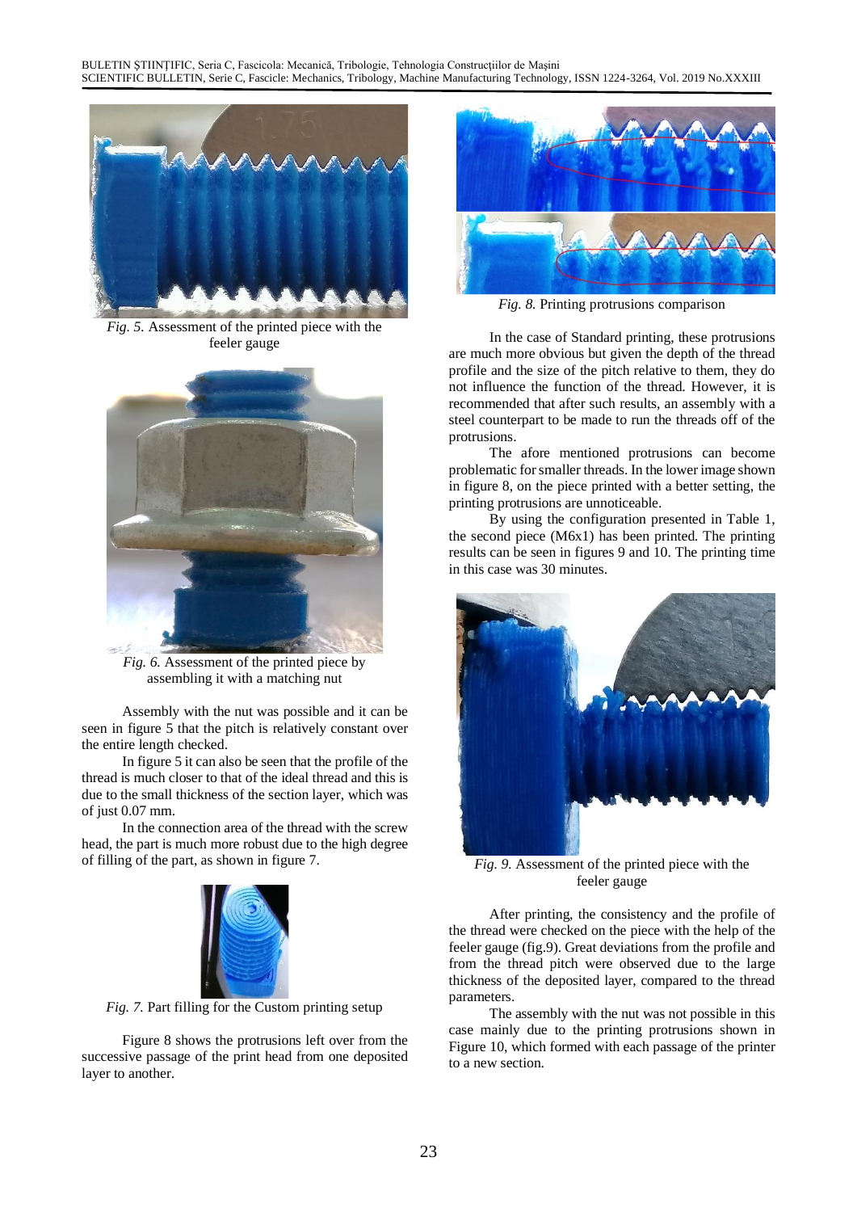*Fig. 5.* Assessment of the printed piece with the feeler gauge

*Fig. 6.* Assessment of the printed piece by assembling it with a matching nut

Assembly with the nut was possible and it can be seen in figure 5 that the pitch is relatively constant over the entire length checked.

In figure 5 it can also be seen that the profile of the thread is much closer to that of the ideal thread and this is due to the small thickness of the section layer, which was of just 0.07 mm.

In the connection area of the thread with the screw head, the part is much more robust due to the high degree of filling of the part, as shown in figure 7.

*Fig. 7.* Part filling for the Custom printing setup

Figure 8 shows the protrusions left over from the successive passage of the print head from one deposited layer to another.

*Fig. 8.* Printing protrusions comparison

In the case of Standard printing, these protrusions are much more obvious but given the depth of the thread profile and the size of the pitch relative to them, they do not influence the function of the thread. However, it is recommended that after such results, an assembly with a steel counterpart to be made to run the threads off of the protrusions.

The afore mentioned protrusions can become problematic for smaller threads. In the lower image shown in figure 8, on the piece printed with a better setting, the printing protrusions are unnoticeable.

By using the configuration presented in Table 1, the second piece (M6x1) has been printed. The printing results can be seen in figures 9 and 10. The printing time in this case was 30 minutes.

*Fig. 9.* Assessment of the printed piece with the feeler gauge

After printing, the consistency and the profile of the thread were checked on the piece with the help of the feeler gauge (fig.9). Great deviations from the profile and from the thread pitch were observed due to the large thickness of the deposited layer, compared to the thread parameters.

The assembly with the nut was not possible in this case mainly due to the printing protrusions shown in Figure 10, which formed with each passage of the printer to a new section.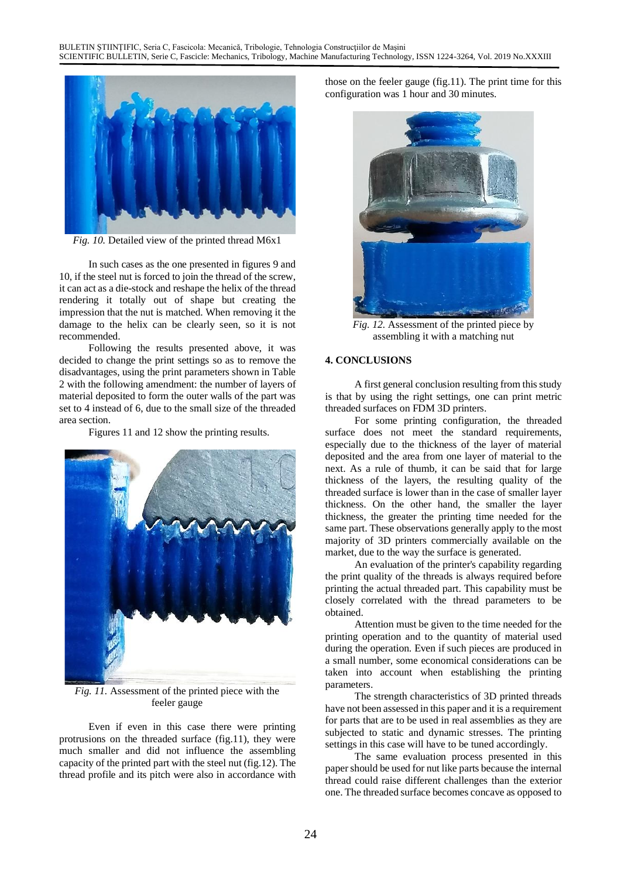*Fig. 10.* Detailed view of the printed thread M6x1

In such cases as the one presented in figures 9 and 10, if the steel nut is forced to join the thread of the screw, it can act as a die-stock and reshape the helix of the thread rendering it totally out of shape but creating the impression that the nut is matched. When removing it the damage to the helix can be clearly seen, so it is not recommended.

Following the results presented above, it was decided to change the print settings so as to remove the disadvantages, using the print parameters shown in Table 2 with the following amendment: the number of layers of material deposited to form the outer walls of the part was set to 4 instead of 6, due to the small size of the threaded area section.

Figures 11 and 12 show the printing results.

*Fig. 11.* Assessment of the printed piece with the feeler gauge

Even if even in this case there were printing protrusions on the threaded surface (fig.11), they were much smaller and did not influence the assembling capacity of the printed part with the steel nut (fig.12). The thread profile and its pitch were also in accordance with those on the feeler gauge (fig.11). The print time for this configuration was 1 hour and 30 minutes.

*Fig. 12.* Assessment of the printed piece by assembling it with a matching nut

## 4. CONCLUSIONS

A first general conclusion resulting from this study is that by using the right settings, one can print metric threaded surfaces on FDM 3D printers.

For some printing configuration, the threaded surface does not meet the standard requirements, especially due to the thickness of the layer of material deposited and the area from one layer of material to the next. As a rule of thumb, it can be said that for large thickness of the layers, the resulting quality of the threaded surface is lower than in the case of smaller layer thickness. On the other hand, the smaller the layer thickness, the greater the printing time needed for the same part. These observations generally apply to the most majority of 3D printers commercially available on the market, due to the way the surface is generated.

An evaluation of the printer's capability regarding the print quality of the threads is always required before printing the actual threaded part. This capability must be closely correlated with the thread parameters to be obtained.

Attention must be given to the time needed for the printing operation and to the quantity of material used during the operation. Even if such pieces are produced in a small number, some economical considerations can be taken into account when establishing the printing parameters.

The strength characteristics of 3D printed threads have not been assessed in this paper and it is a requirement for parts that are to be used in real assemblies as they are subjected to static and dynamic stresses. The printing settings in this case will have to be tuned accordingly.

The same evaluation process presented in this paper should be used for nut like parts because the internal thread could raise different challenges than the exterior one. The threaded surface becomes concave as opposed to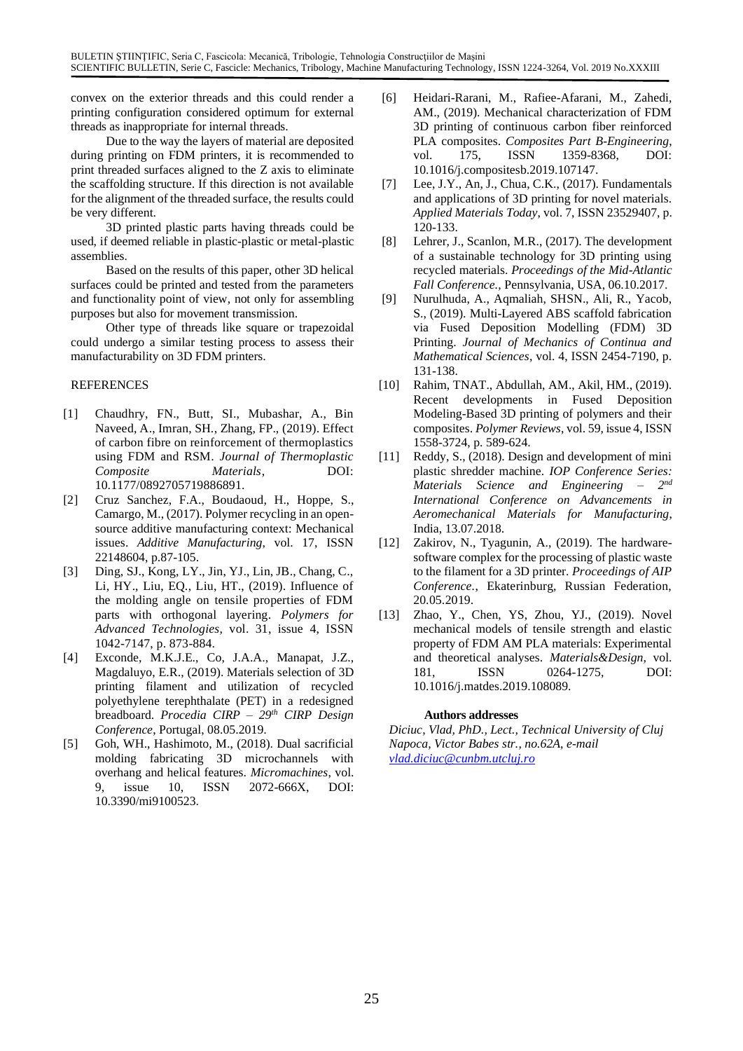convex on the exterior threads and this could render a printing configuration considered optimum for external threads as inappropriate for internal threads.

Due to the way the layers of material are deposited during printing on FDM printers, it is recommended to print threaded surfaces aligned to the Z axis to eliminate the scaffolding structure. If this direction is not available for the alignment of the threaded surface, the results could be very different.

3D printed plastic parts having threads could be used, if deemed reliable in plastic-plastic or metal-plastic assemblies.

Based on the results of this paper, other 3D helical surfaces could be printed and tested from the parameters and functionality point of view, not only for assembling purposes but also for movement transmission.

Other type of threads like square or trapezoidal could undergo a similar testing process to assess their manufacturability on 3D FDM printers.

## REFERENCES

[1] Chaudhry, FN., Butt, SI., Mubashar, A., Bin Naveed, A., Imran, SH., Zhang, FP., (2019). Effect of carbon fibre on reinforcement of thermoplastics using FDM and RSM. *Journal of Thermoplastic Composite Materials*, DOI: 10.1177/0892705719886891.

[2] Cruz Sanchez, F.A., Boudaoud, H., Hoppe, S., Camargo, M., (2017). Polymer recycling in an open-source additive manufacturing context: Mechanical issues. *Additive Manufacturing*, vol. 17, ISSN 22148604, p.87-105.

[3] Ding, SJ., Kong, LY., Jin, YJ., Lin, JB., Chang, C., Li, HY., Liu, EQ., Liu, HT., (2019). Influence of the molding angle on tensile properties of FDM parts with orthogonal layering. *Polymers for Advanced Technologies*, vol. 31, issue 4, ISSN 1042-7147, p. 873-884.

[4] Exconde, M.K.J.E., Co, J.A.A., Manapat, J.Z., Magdaluyo, E.R., (2019). Materials selection of 3D printing filament and utilization of recycled polyethylene terephthalate (PET) in a redesigned breadboard. *Procedia CIRP – 29th CIRP Design Conference*, Portugal, 08.05.2019.

[5] Goh, WH., Hashimoto, M., (2018). Dual sacrificial molding fabricating 3D microchannels with overhang and helical features. *Micromachines*, vol. 9, issue 10, ISSN 2072-666X, DOI: 10.3390/mi9100523.

[6] Heidari-Rarani, M., Rafiee-Afarani, M., Zahedi, AM., (2019). Mechanical characterization of FDM 3D printing of continuous carbon fiber reinforced PLA composites. *Composites Part B-Engineering*, vol. 175, ISSN 1359-8368, DOI: 10.1016/j.compositesb.2019.107147.

[7] Lee, J.Y., An, J., Chua, C.K., (2017). Fundamentals and applications of 3D printing for novel materials. *Applied Materials Today*, vol. 7, ISSN 23529407, p. 120-133.

[8] Lehrer, J., Scanlon, M.R., (2017). The development of a sustainable technology for 3D printing using recycled materials. *Proceedings of the Mid-Atlantic Fall Conference.*, Pennsylvania, USA, 06.10.2017.

[9] Nurulhuda, A., Aqmaliah, SHSN., Ali, R., Yacob, S., (2019). Multi-Layered ABS scaffold fabrication via Fused Deposition Modelling (FDM) 3D Printing. *Journal of Mechanics of Continua and Mathematical Sciences*, vol. 4, ISSN 2454-7190, p. 131-138.

[10] Rahim, TNAT., Abdullah, AM., Akil, HM., (2019). Recent developments in Fused Deposition Modeling-Based 3D printing of polymers and their composites. *Polymer Reviews*, vol. 59, issue 4, ISSN 1558-3724, p. 589-624.

[11] Reddy, S., (2018). Design and development of mini plastic shredder machine. *IOP Conference Series: Materials Science and Engineering – 2nd International Conference on Advancements in Aeromechanical Materials for Manufacturing*, India, 13.07.2018.

[12] Zakirov, N., Tyagunin, A., (2019). The hardware-software complex for the processing of plastic waste to the filament for a 3D printer. *Proceedings of AIP Conference.*, Ekaterinburg, Russian Federation, 20.05.2019.

[13] Zhao, Y., Chen, YS, Zhou, YJ., (2019). Novel mechanical models of tensile strength and elastic property of FDM AM PLA materials: Experimental and theoretical analyses. *Materials&Design*, vol. 181, ISSN 0264-1275, DOI: 10.1016/j.matdes.2019.108089.

**Authors addresses**

*Diciuc, Vlad, PhD., Lect., Technical University of Cluj Napoca, Victor Babes str., no.62A, e-mail vlad.diciuc@cunbm.utcluj.ro*